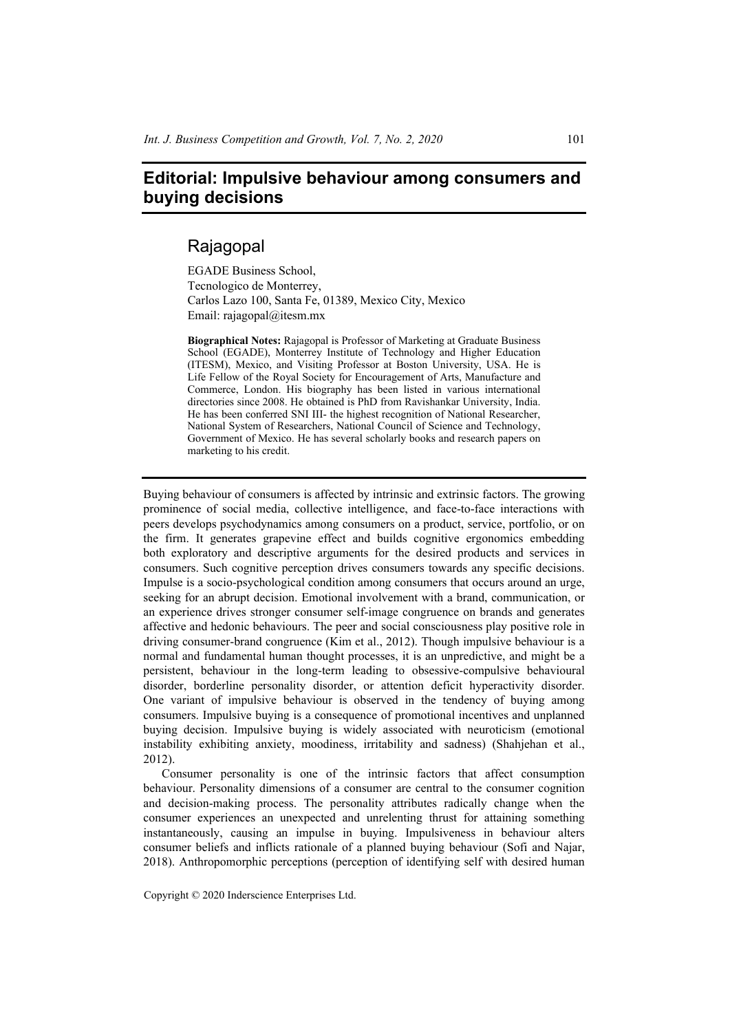# Editorial: Impulsive behaviour among consumers and buying decisions

## Rajagopal

EGADE Business School,
Tecnologico de Monterrey,
Carlos Lazo 100, Santa Fe, 01389, Mexico City, Mexico
Email: rajagopal@itesm.mx

**Biographical Notes:** Rajagopal is Professor of Marketing at Graduate Business School (EGADE), Monterrey Institute of Technology and Higher Education (ITESM), Mexico, and Visiting Professor at Boston University, USA. He is Life Fellow of the Royal Society for Encouragement of Arts, Manufacture and Commerce, London. His biography has been listed in various international directories since 2008. He obtained is PhD from Ravishankar University, India. He has been conferred SNI III- the highest recognition of National Researcher, National System of Researchers, National Council of Science and Technology, Government of Mexico. He has several scholarly books and research papers on marketing to his credit.

---

Buying behaviour of consumers is affected by intrinsic and extrinsic factors. The growing prominence of social media, collective intelligence, and face-to-face interactions with peers develops psychodynamics among consumers on a product, service, portfolio, or on the firm. It generates grapevine effect and builds cognitive ergonomics embedding both exploratory and descriptive arguments for the desired products and services in consumers. Such cognitive perception drives consumers towards any specific decisions. Impulse is a socio-psychological condition among consumers that occurs around an urge, seeking for an abrupt decision. Emotional involvement with a brand, communication, or an experience drives stronger consumer self-image congruence on brands and generates affective and hedonic behaviours. The peer and social consciousness play positive role in driving consumer-brand congruence (Kim et al., 2012). Though impulsive behaviour is a normal and fundamental human thought processes, it is an unpredictive, and might be a persistent, behaviour in the long-term leading to obsessive-compulsive behavioural disorder, borderline personality disorder, or attention deficit hyperactivity disorder. One variant of impulsive behaviour is observed in the tendency of buying among consumers. Impulsive buying is a consequence of promotional incentives and unplanned buying decision. Impulsive buying is widely associated with neuroticism (emotional instability exhibiting anxiety, moodiness, irritability and sadness) (Shahjehan et al., 2012).

Consumer personality is one of the intrinsic factors that affect consumption behaviour. Personality dimensions of a consumer are central to the consumer cognition and decision-making process. The personality attributes radically change when the consumer experiences an unexpected and unrelenting thrust for attaining something instantaneously, causing an impulse in buying. Impulsiveness in behaviour alters consumer beliefs and inflicts rationale of a planned buying behaviour (Sofi and Najar, 2018). Anthropomorphic perceptions (perception of identifying self with desired human

Copyright © 2020 Inderscience Enterprises Ltd.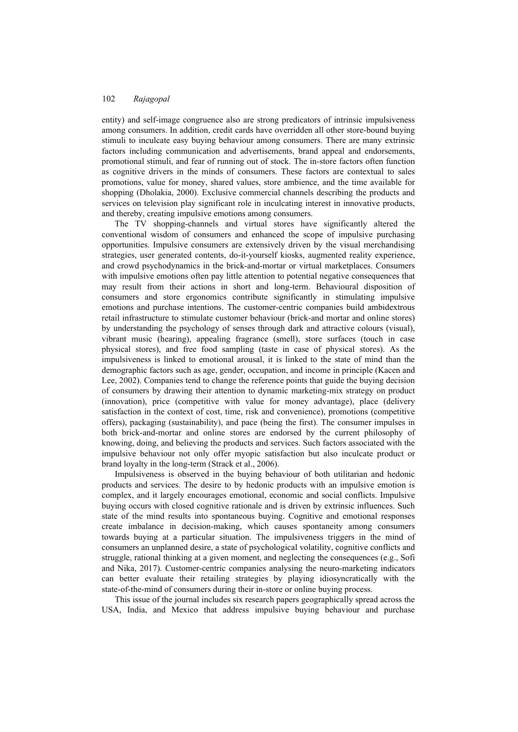entity) and self-image congruence also are strong predicators of intrinsic impulsiveness among consumers. In addition, credit cards have overridden all other store-bound buying stimuli to inculcate easy buying behaviour among consumers. There are many extrinsic factors including communication and advertisements, brand appeal and endorsements, promotional stimuli, and fear of running out of stock. The in-store factors often function as cognitive drivers in the minds of consumers. These factors are contextual to sales promotions, value for money, shared values, store ambience, and the time available for shopping (Dholakia, 2000). Exclusive commercial channels describing the products and services on television play significant role in inculcating interest in innovative products, and thereby, creating impulsive emotions among consumers.

The TV shopping-channels and virtual stores have significantly altered the conventional wisdom of consumers and enhanced the scope of impulsive purchasing opportunities. Impulsive consumers are extensively driven by the visual merchandising strategies, user generated contents, do-it-yourself kiosks, augmented reality experience, and crowd psychodynamics in the brick-and-mortar or virtual marketplaces. Consumers with impulsive emotions often pay little attention to potential negative consequences that may result from their actions in short and long-term. Behavioural disposition of consumers and store ergonomics contribute significantly in stimulating impulsive emotions and purchase intentions. The customer-centric companies build ambidextrous retail infrastructure to stimulate customer behaviour (brick-and mortar and online stores) by understanding the psychology of senses through dark and attractive colours (visual), vibrant music (hearing), appealing fragrance (smell), store surfaces (touch in case physical stores), and free food sampling (taste in case of physical stores). As the impulsiveness is linked to emotional arousal, it is linked to the state of mind than the demographic factors such as age, gender, occupation, and income in principle (Kacen and Lee, 2002). Companies tend to change the reference points that guide the buying decision of consumers by drawing their attention to dynamic marketing-mix strategy on product (innovation), price (competitive with value for money advantage), place (delivery satisfaction in the context of cost, time, risk and convenience), promotions (competitive offers), packaging (sustainability), and pace (being the first). The consumer impulses in both brick-and-mortar and online stores are endorsed by the current philosophy of knowing, doing, and believing the products and services. Such factors associated with the impulsive behaviour not only offer myopic satisfaction but also inculcate product or brand loyalty in the long-term (Strack et al., 2006).

Impulsiveness is observed in the buying behaviour of both utilitarian and hedonic products and services. The desire to by hedonic products with an impulsive emotion is complex, and it largely encourages emotional, economic and social conflicts. Impulsive buying occurs with closed cognitive rationale and is driven by extrinsic influences. Such state of the mind results into spontaneous buying. Cognitive and emotional responses create imbalance in decision-making, which causes spontaneity among consumers towards buying at a particular situation. The impulsiveness triggers in the mind of consumers an unplanned desire, a state of psychological volatility, cognitive conflicts and struggle, rational thinking at a given moment, and neglecting the consequences (e.g., Sofi and Nika, 2017). Customer-centric companies analysing the neuro-marketing indicators can better evaluate their retailing strategies by playing idiosyncratically with the state-of-the-mind of consumers during their in-store or online buying process.

This issue of the journal includes six research papers geographically spread across the USA, India, and Mexico that address impulsive buying behaviour and purchase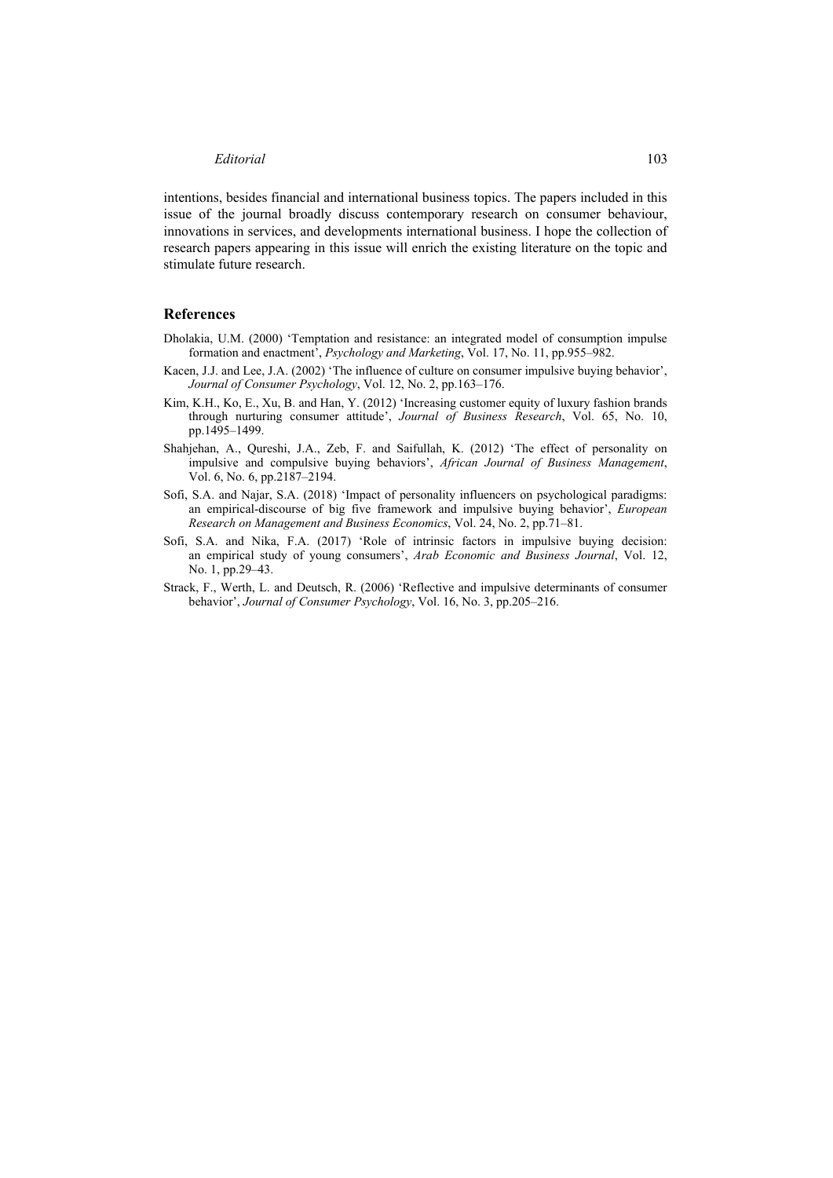intentions, besides financial and international business topics. The papers included in this issue of the journal broadly discuss contemporary research on consumer behaviour, innovations in services, and developments international business. I hope the collection of research papers appearing in this issue will enrich the existing literature on the topic and stimulate future research.

## References

Dholakia, U.M. (2000) 'Temptation and resistance: an integrated model of consumption impulse formation and enactment', *Psychology and Marketing*, Vol. 17, No. 11, pp.955–982.

Kacen, J.J. and Lee, J.A. (2002) 'The influence of culture on consumer impulsive buying behavior', *Journal of Consumer Psychology*, Vol. 12, No. 2, pp.163–176.

Kim, K.H., Ko, E., Xu, B. and Han, Y. (2012) 'Increasing customer equity of luxury fashion brands through nurturing consumer attitude', *Journal of Business Research*, Vol. 65, No. 10, pp.1495–1499.

Shahjehan, A., Qureshi, J.A., Zeb, F. and Saifullah, K. (2012) 'The effect of personality on impulsive and compulsive buying behaviors', *African Journal of Business Management*, Vol. 6, No. 6, pp.2187–2194.

Sofi, S.A. and Najar, S.A. (2018) 'Impact of personality influencers on psychological paradigms: an empirical-discourse of big five framework and impulsive buying behavior', *European Research on Management and Business Economics*, Vol. 24, No. 2, pp.71–81.

Sofi, S.A. and Nika, F.A. (2017) 'Role of intrinsic factors in impulsive buying decision: an empirical study of young consumers', *Arab Economic and Business Journal*, Vol. 12, No. 1, pp.29–43.

Strack, F., Werth, L. and Deutsch, R. (2006) 'Reflective and impulsive determinants of consumer behavior', *Journal of Consumer Psychology*, Vol. 16, No. 3, pp.205–216.